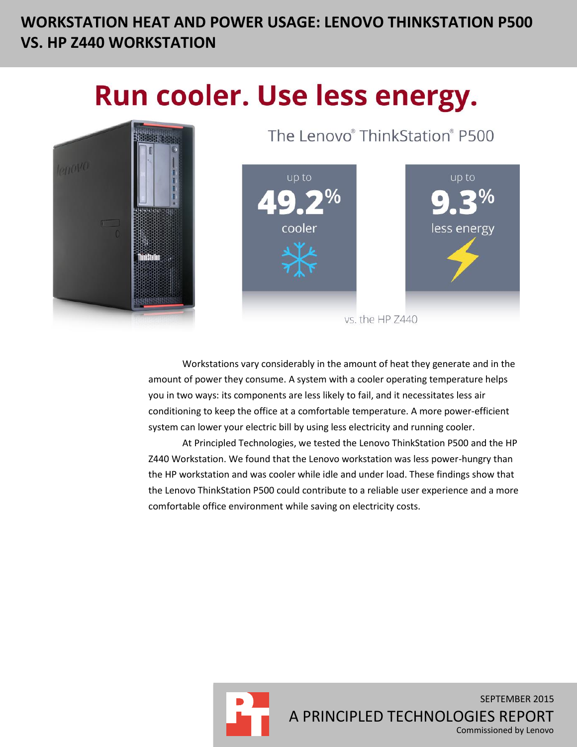# WORKSTATION HEAT AND POWER USAGE: LENOVO THINKSTATION P500 VS. HP Z440 WORKSTATION

## Run cooler. Use less energy.

The Lenovo® ThinkStation® P500

up to **49.2%** cooler

up to **9.3%** less energy

vs. the HP Z440

Workstations vary considerably in the amount of heat they generate and in the amount of power they consume. A system with a cooler operating temperature helps you in two ways: its components are less likely to fail, and it necessitates less air conditioning to keep the office at a comfortable temperature. A more power-efficient system can lower your electric bill by using less electricity and running cooler.

At Principled Technologies, we tested the Lenovo ThinkStation P500 and the HP Z440 Workstation. We found that the Lenovo workstation was less power-hungry than the HP workstation and was cooler while idle and under load. These findings show that the Lenovo ThinkStation P500 could contribute to a reliable user experience and a more comfortable office environment while saving on electricity costs.

SEPTEMBER 2015

A PRINCIPLED TECHNOLOGIES REPORT

Commissioned by Lenovo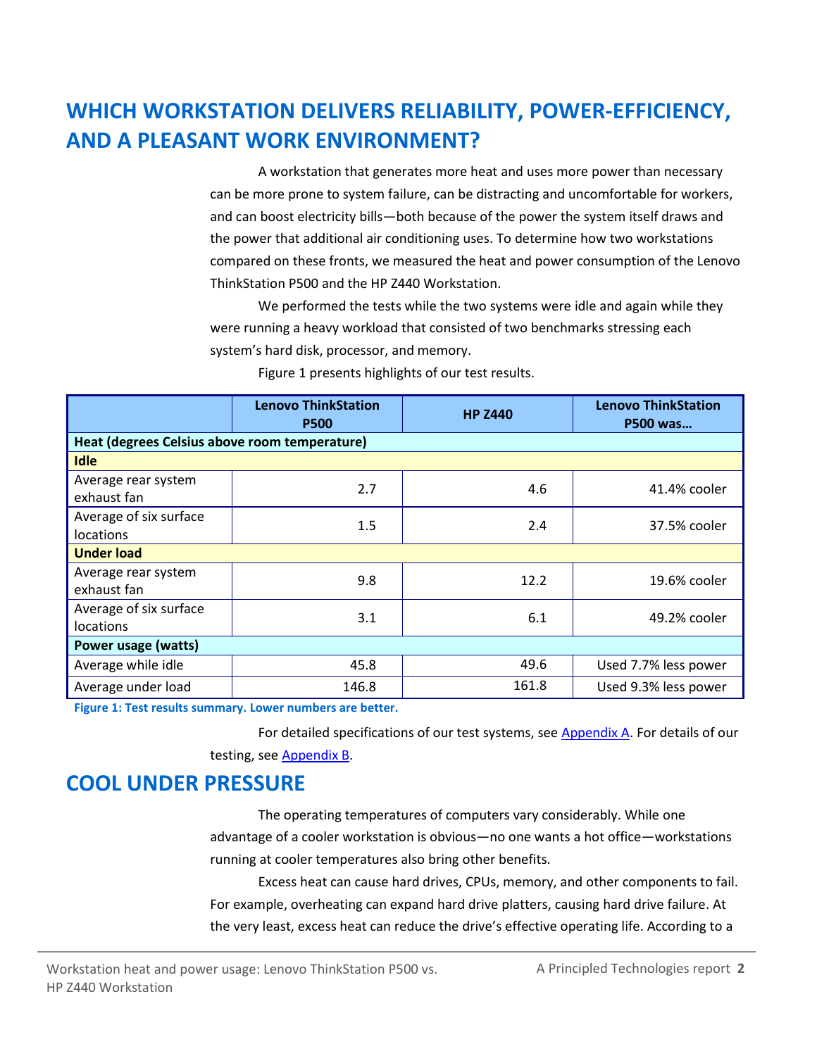## WHICH WORKSTATION DELIVERS RELIABILITY, POWER-EFFICIENCY, AND A PLEASANT WORK ENVIRONMENT?

A workstation that generates more heat and uses more power than necessary can be more prone to system failure, can be distracting and uncomfortable for workers, and can boost electricity bills—both because of the power the system itself draws and the power that additional air conditioning uses. To determine how two workstations compared on these fronts, we measured the heat and power consumption of the Lenovo ThinkStation P500 and the HP Z440 Workstation.

We performed the tests while the two systems were idle and again while they were running a heavy workload that consisted of two benchmarks stressing each system's hard disk, processor, and memory.

Figure 1 presents highlights of our test results.

| | Lenovo ThinkStation P500 | HP Z440 | Lenovo ThinkStation P500 was… |
|---|---|---|---|
| **Heat (degrees Celsius above room temperature)** | | | |
| **Idle** | | | |
| Average rear system exhaust fan | 2.7 | 4.6 | 41.4% cooler |
| Average of six surface locations | 1.5 | 2.4 | 37.5% cooler |
| **Under load** | | | |
| Average rear system exhaust fan | 9.8 | 12.2 | 19.6% cooler |
| Average of six surface locations | 3.1 | 6.1 | 49.2% cooler |
| **Power usage (watts)** | | | |
| Average while idle | 45.8 | 49.6 | Used 7.7% less power |
| Average under load | 146.8 | 161.8 | Used 9.3% less power |

**Figure 1: Test results summary. Lower numbers are better.**

For detailed specifications of our test systems, see Appendix A. For details of our testing, see Appendix B.

## COOL UNDER PRESSURE

The operating temperatures of computers vary considerably. While one advantage of a cooler workstation is obvious—no one wants a hot office—workstations running at cooler temperatures also bring other benefits.

Excess heat can cause hard drives, CPUs, memory, and other components to fail. For example, overheating can expand hard drive platters, causing hard drive failure. At the very least, excess heat can reduce the drive's effective operating life. According to a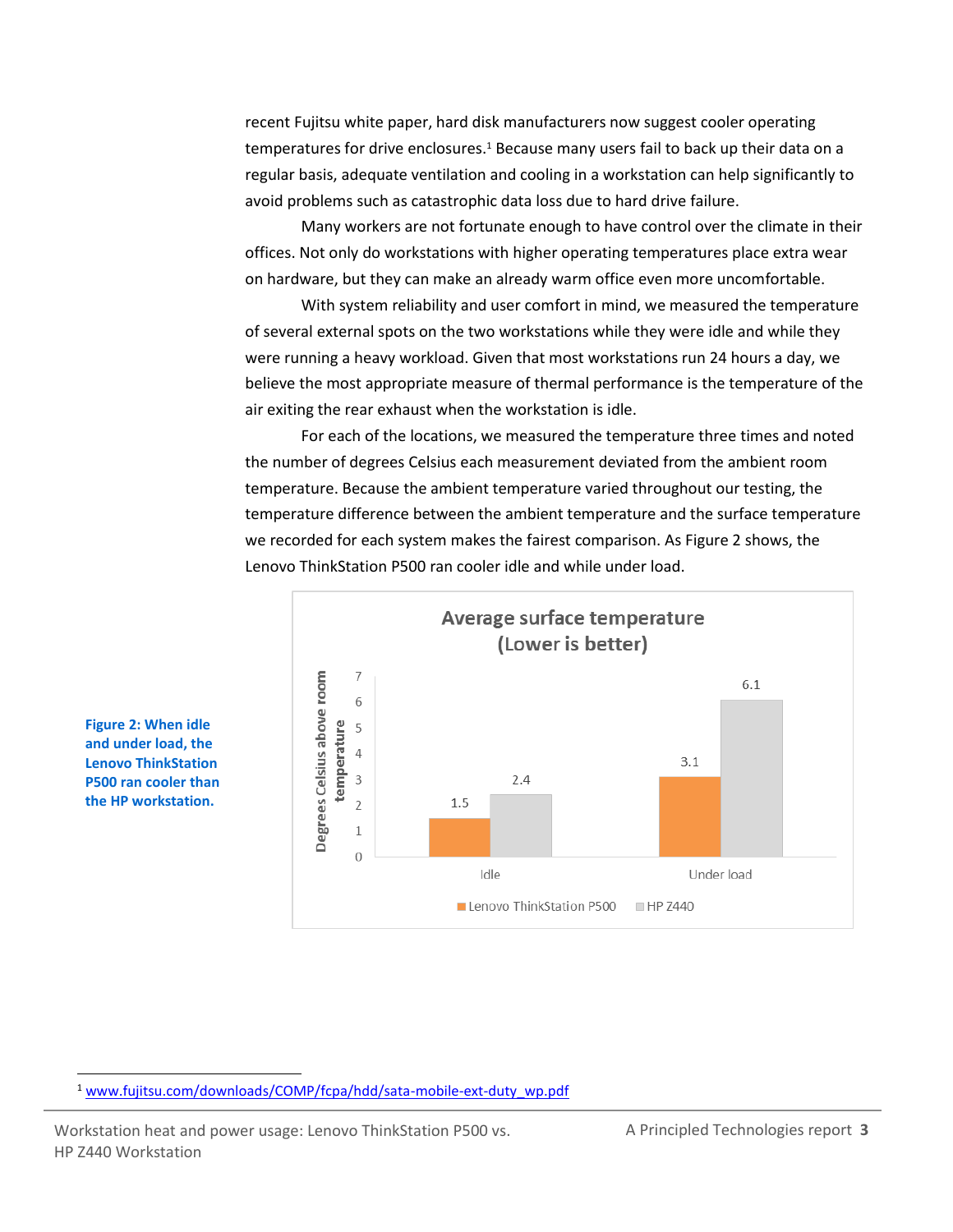recent Fujitsu white paper, hard disk manufacturers now suggest cooler operating temperatures for drive enclosures.[1] Because many users fail to back up their data on a regular basis, adequate ventilation and cooling in a workstation can help significantly to avoid problems such as catastrophic data loss due to hard drive failure.

Many workers are not fortunate enough to have control over the climate in their offices. Not only do workstations with higher operating temperatures place extra wear on hardware, but they can make an already warm office even more uncomfortable.

With system reliability and user comfort in mind, we measured the temperature of several external spots on the two workstations while they were idle and while they were running a heavy workload. Given that most workstations run 24 hours a day, we believe the most appropriate measure of thermal performance is the temperature of the air exiting the rear exhaust when the workstation is idle.

For each of the locations, we measured the temperature three times and noted the number of degrees Celsius each measurement deviated from the ambient room temperature. Because the ambient temperature varied throughout our testing, the temperature difference between the ambient temperature and the surface temperature we recorded for each system makes the fairest comparison. As Figure 2 shows, the Lenovo ThinkStation P500 ran cooler idle and while under load.

**Average surface temperature (Lower is better)**

Degrees Celsius above room temperature

| | Lenovo ThinkStation P500 | HP Z440 |
|---|---|---|
| Idle | 1.5 | 2.4 |
| Under load | 3.1 | 6.1 |

**Figure 2: When idle and under load, the Lenovo ThinkStation P500 ran cooler than the HP workstation.**

[1] www.fujitsu.com/downloads/COMP/fcpa/hdd/sata-mobile-ext-duty_wp.pdf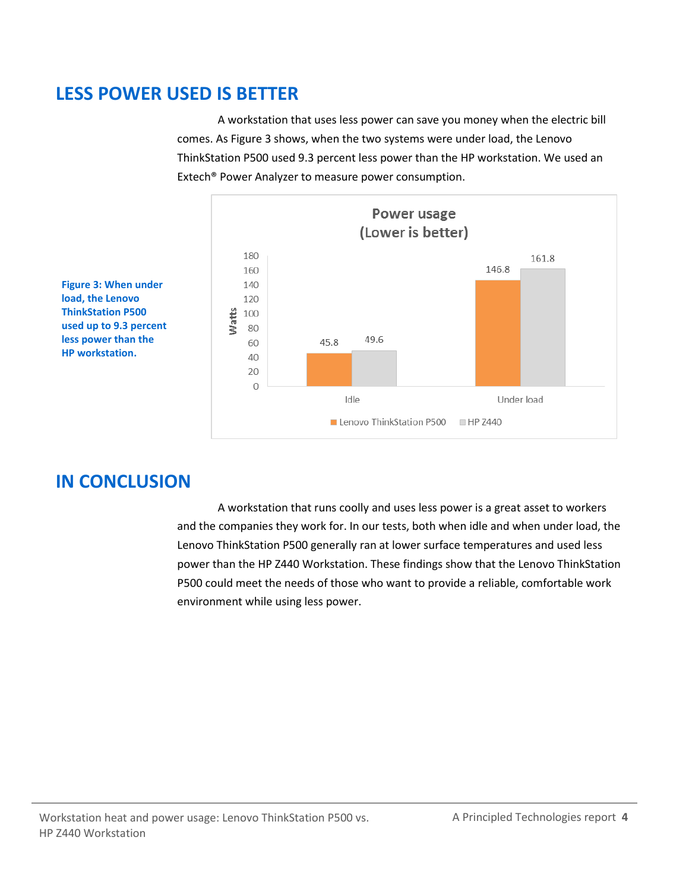## LESS POWER USED IS BETTER

A workstation that uses less power can save you money when the electric bill comes. As Figure 3 shows, when the two systems were under load, the Lenovo ThinkStation P500 used 9.3 percent less power than the HP workstation. We used an Extech® Power Analyzer to measure power consumption.

**Power usage (Lower is better)**

| Watts | Lenovo ThinkStation P500 | HP Z440 |
| --- | --- | --- |
| Idle | 45.8 | 49.6 |
| Under load | 146.8 | 161.8 |

**Figure 3: When under load, the Lenovo ThinkStation P500 used up to 9.3 percent less power than the HP workstation.**

## IN CONCLUSION

A workstation that runs coolly and uses less power is a great asset to workers and the companies they work for. In our tests, both when idle and when under load, the Lenovo ThinkStation P500 generally ran at lower surface temperatures and used less power than the HP Z440 Workstation. These findings show that the Lenovo ThinkStation P500 could meet the needs of those who want to provide a reliable, comfortable work environment while using less power.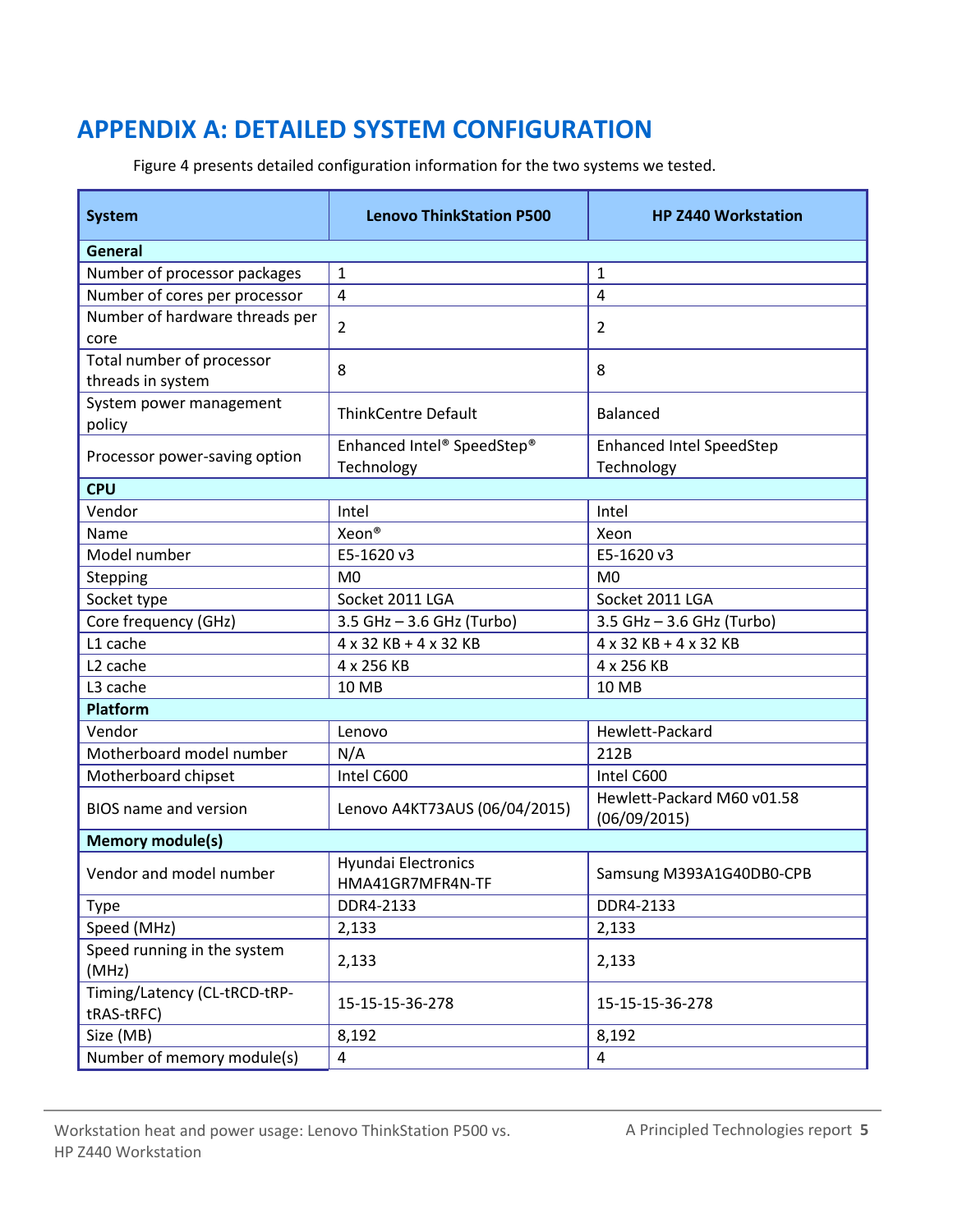# APPENDIX A: DETAILED SYSTEM CONFIGURATION

Figure 4 presents detailed configuration information for the two systems we tested.

| System | Lenovo ThinkStation P500 | HP Z440 Workstation |
|---|---|---|
| **General** | | |
| Number of processor packages | 1 | 1 |
| Number of cores per processor | 4 | 4 |
| Number of hardware threads per core | 2 | 2 |
| Total number of processor threads in system | 8 | 8 |
| System power management policy | ThinkCentre Default | Balanced |
| Processor power-saving option | Enhanced Intel® SpeedStep® Technology | Enhanced Intel SpeedStep Technology |
| **CPU** | | |
| Vendor | Intel | Intel |
| Name | Xeon® | Xeon |
| Model number | E5-1620 v3 | E5-1620 v3 |
| Stepping | M0 | M0 |
| Socket type | Socket 2011 LGA | Socket 2011 LGA |
| Core frequency (GHz) | 3.5 GHz – 3.6 GHz (Turbo) | 3.5 GHz – 3.6 GHz (Turbo) |
| L1 cache | 4 x 32 KB + 4 x 32 KB | 4 x 32 KB + 4 x 32 KB |
| L2 cache | 4 x 256 KB | 4 x 256 KB |
| L3 cache | 10 MB | 10 MB |
| **Platform** | | |
| Vendor | Lenovo | Hewlett-Packard |
| Motherboard model number | N/A | 212B |
| Motherboard chipset | Intel C600 | Intel C600 |
| BIOS name and version | Lenovo A4KT73AUS (06/04/2015) | Hewlett-Packard M60 v01.58 (06/09/2015) |
| **Memory module(s)** | | |
| Vendor and model number | Hyundai Electronics HMA41GR7MFR4N-TF | Samsung M393A1G40DB0-CPB |
| Type | DDR4-2133 | DDR4-2133 |
| Speed (MHz) | 2,133 | 2,133 |
| Speed running in the system (MHz) | 2,133 | 2,133 |
| Timing/Latency (CL-tRCD-tRP-tRAS-tRFC) | 15-15-15-36-278 | 15-15-15-36-278 |
| Size (MB) | 8,192 | 8,192 |
| Number of memory module(s) | 4 | 4 |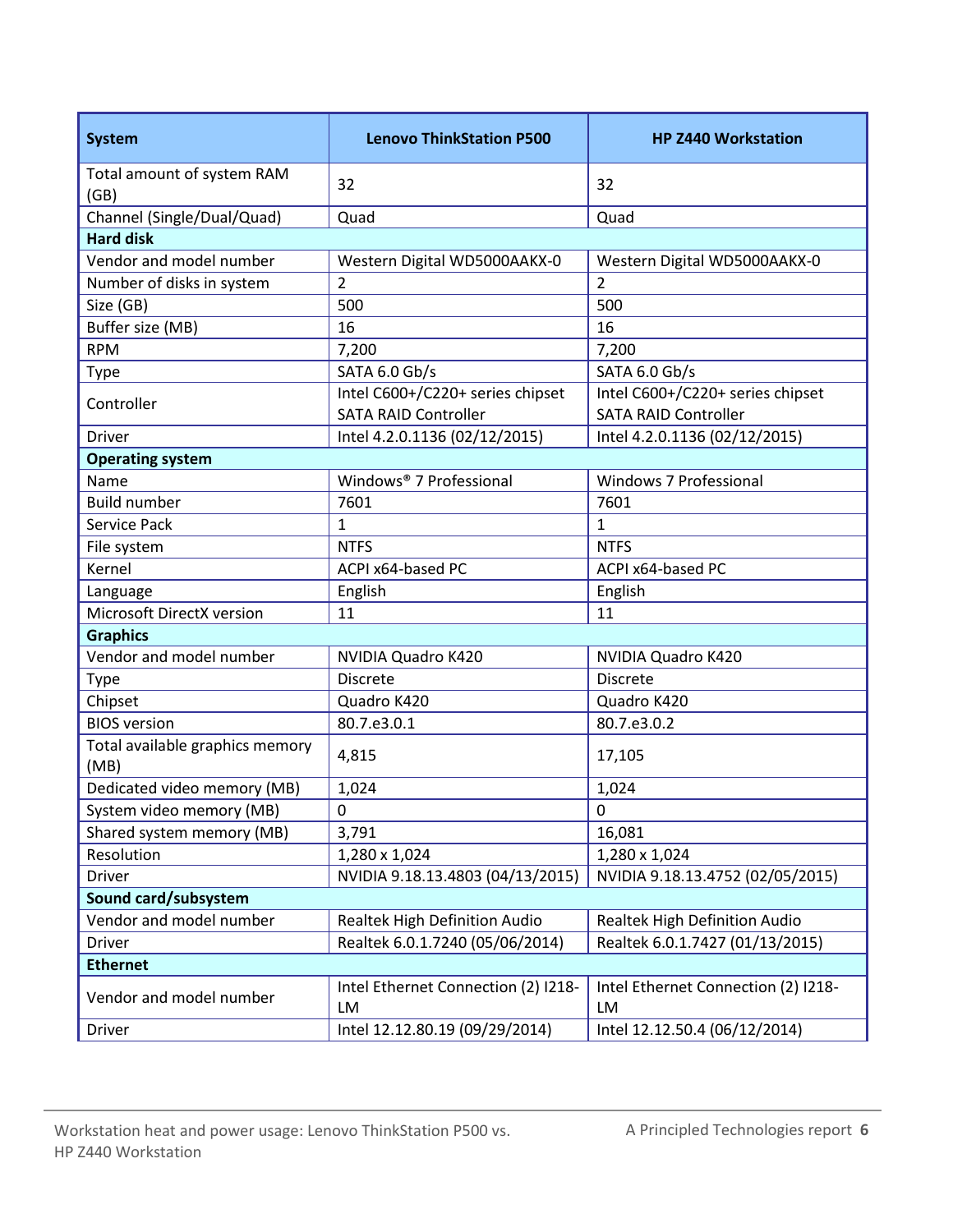| System | Lenovo ThinkStation P500 | HP Z440 Workstation |
| --- | --- | --- |
| Total amount of system RAM (GB) | 32 | 32 |
| Channel (Single/Dual/Quad) | Quad | Quad |
| **Hard disk** | | |
| Vendor and model number | Western Digital WD5000AAKX-0 | Western Digital WD5000AAKX-0 |
| Number of disks in system | 2 | 2 |
| Size (GB) | 500 | 500 |
| Buffer size (MB) | 16 | 16 |
| RPM | 7,200 | 7,200 |
| Type | SATA 6.0 Gb/s | SATA 6.0 Gb/s |
| Controller | Intel C600+/C220+ series chipset SATA RAID Controller | Intel C600+/C220+ series chipset SATA RAID Controller |
| Driver | Intel 4.2.0.1136 (02/12/2015) | Intel 4.2.0.1136 (02/12/2015) |
| **Operating system** | | |
| Name | Windows® 7 Professional | Windows 7 Professional |
| Build number | 7601 | 7601 |
| Service Pack | 1 | 1 |
| File system | NTFS | NTFS |
| Kernel | ACPI x64-based PC | ACPI x64-based PC |
| Language | English | English |
| Microsoft DirectX version | 11 | 11 |
| **Graphics** | | |
| Vendor and model number | NVIDIA Quadro K420 | NVIDIA Quadro K420 |
| Type | Discrete | Discrete |
| Chipset | Quadro K420 | Quadro K420 |
| BIOS version | 80.7.e3.0.1 | 80.7.e3.0.2 |
| Total available graphics memory (MB) | 4,815 | 17,105 |
| Dedicated video memory (MB) | 1,024 | 1,024 |
| System video memory (MB) | 0 | 0 |
| Shared system memory (MB) | 3,791 | 16,081 |
| Resolution | 1,280 x 1,024 | 1,280 x 1,024 |
| Driver | NVIDIA 9.18.13.4803 (04/13/2015) | NVIDIA 9.18.13.4752 (02/05/2015) |
| **Sound card/subsystem** | | |
| Vendor and model number | Realtek High Definition Audio | Realtek High Definition Audio |
| Driver | Realtek 6.0.1.7240 (05/06/2014) | Realtek 6.0.1.7427 (01/13/2015) |
| **Ethernet** | | |
| Vendor and model number | Intel Ethernet Connection (2) I218-LM | Intel Ethernet Connection (2) I218-LM |
| Driver | Intel 12.12.80.19 (09/29/2014) | Intel 12.12.50.4 (06/12/2014) |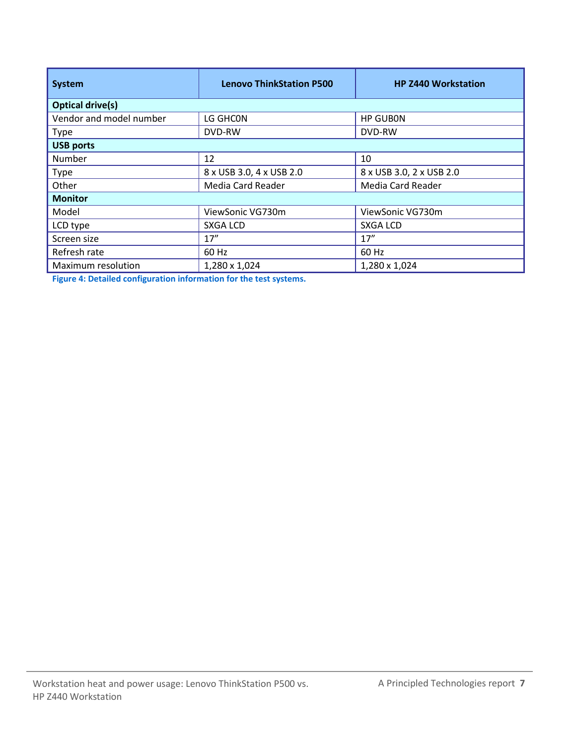| System | Lenovo ThinkStation P500 | HP Z440 Workstation |
|---|---|---|
| **Optical drive(s)** | | |
| Vendor and model number | LG GHC0N | HP GUB0N |
| Type | DVD-RW | DVD-RW |
| **USB ports** | | |
| Number | 12 | 10 |
| Type | 8 x USB 3.0, 4 x USB 2.0 | 8 x USB 3.0, 2 x USB 2.0 |
| Other | Media Card Reader | Media Card Reader |
| **Monitor** | | |
| Model | ViewSonic VG730m | ViewSonic VG730m |
| LCD type | SXGA LCD | SXGA LCD |
| Screen size | 17” | 17” |
| Refresh rate | 60 Hz | 60 Hz |
| Maximum resolution | 1,280 x 1,024 | 1,280 x 1,024 |

**Figure 4: Detailed configuration information for the test systems.**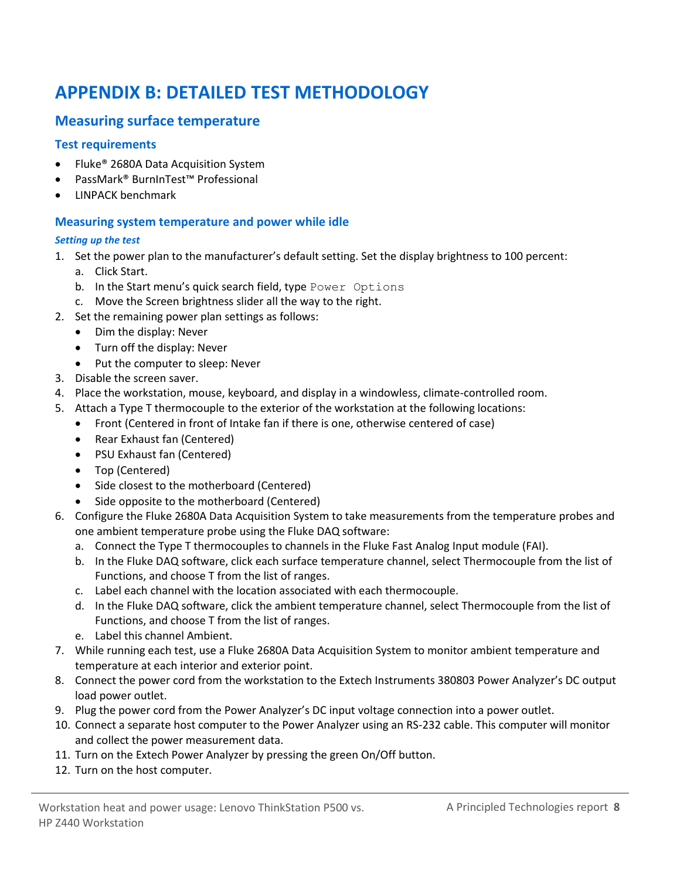# APPENDIX B: DETAILED TEST METHODOLOGY

## Measuring surface temperature

### Test requirements

- Fluke® 2680A Data Acquisition System
- PassMark® BurnInTest™ Professional
- LINPACK benchmark

### Measuring system temperature and power while idle

#### *Setting up the test*

1. Set the power plan to the manufacturer's default setting. Set the display brightness to 100 percent:
    a. Click Start.
    b. In the Start menu's quick search field, type `Power Options`
    c. Move the Screen brightness slider all the way to the right.
2. Set the remaining power plan settings as follows:
    - Dim the display: Never
    - Turn off the display: Never
    - Put the computer to sleep: Never
3. Disable the screen saver.
4. Place the workstation, mouse, keyboard, and display in a windowless, climate-controlled room.
5. Attach a Type T thermocouple to the exterior of the workstation at the following locations:
    - Front (Centered in front of Intake fan if there is one, otherwise centered of case)
    - Rear Exhaust fan (Centered)
    - PSU Exhaust fan (Centered)
    - Top (Centered)
    - Side closest to the motherboard (Centered)
    - Side opposite to the motherboard (Centered)
6. Configure the Fluke 2680A Data Acquisition System to take measurements from the temperature probes and one ambient temperature probe using the Fluke DAQ software:
    a. Connect the Type T thermocouples to channels in the Fluke Fast Analog Input module (FAI).
    b. In the Fluke DAQ software, click each surface temperature channel, select Thermocouple from the list of Functions, and choose T from the list of ranges.
    c. Label each channel with the location associated with each thermocouple.
    d. In the Fluke DAQ software, click the ambient temperature channel, select Thermocouple from the list of Functions, and choose T from the list of ranges.
    e. Label this channel Ambient.
7. While running each test, use a Fluke 2680A Data Acquisition System to monitor ambient temperature and temperature at each interior and exterior point.
8. Connect the power cord from the workstation to the Extech Instruments 380803 Power Analyzer's DC output load power outlet.
9. Plug the power cord from the Power Analyzer's DC input voltage connection into a power outlet.
10. Connect a separate host computer to the Power Analyzer using an RS-232 cable. This computer will monitor and collect the power measurement data.
11. Turn on the Extech Power Analyzer by pressing the green On/Off button.
12. Turn on the host computer.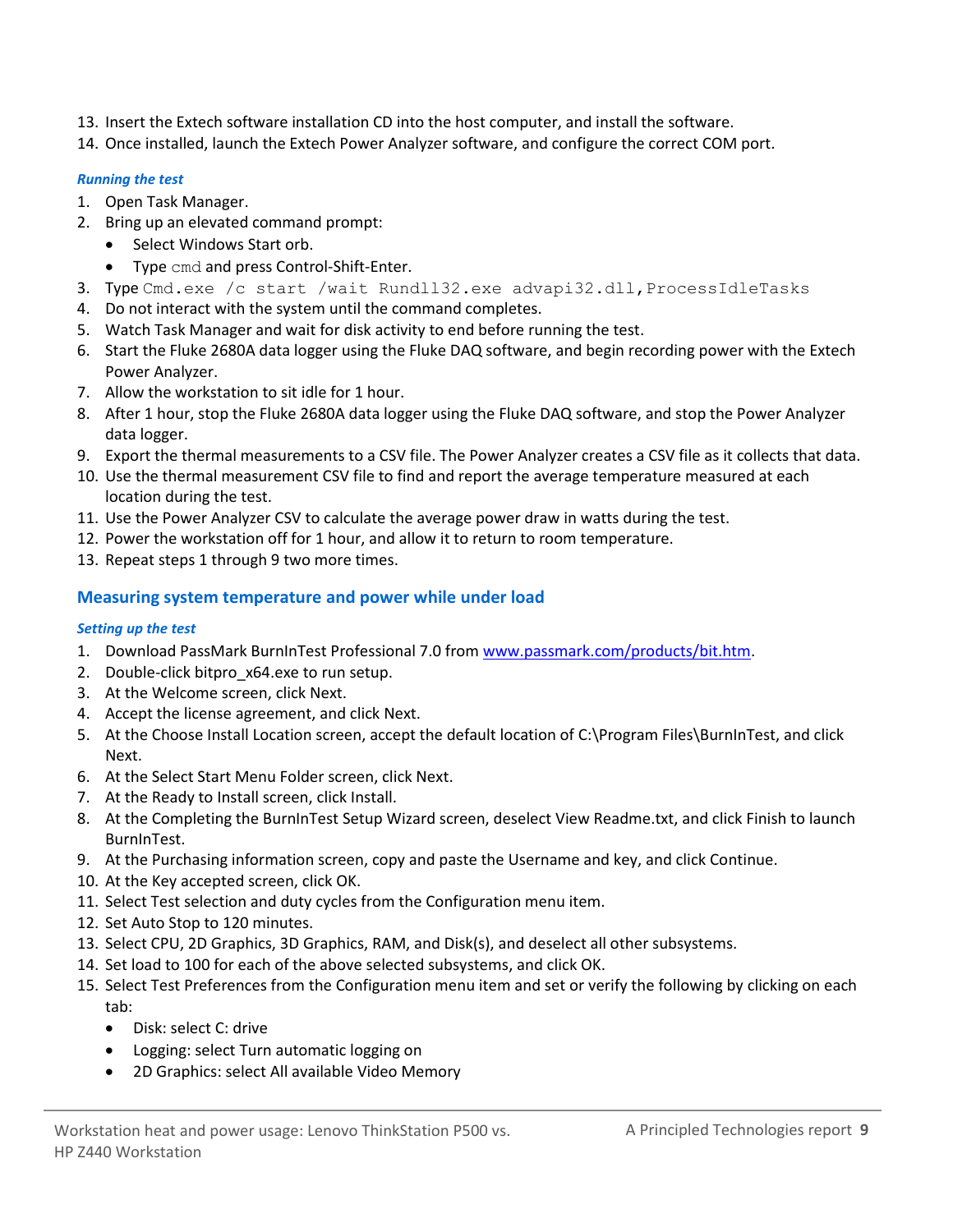13. Insert the Extech software installation CD into the host computer, and install the software.
14. Once installed, launch the Extech Power Analyzer software, and configure the correct COM port.

#### *Running the test*

1. Open Task Manager.
2. Bring up an elevated command prompt:
   - Select Windows Start orb.
   - Type `cmd` and press Control-Shift-Enter.
3. Type `Cmd.exe /c start /wait Rundll32.exe advapi32.dll,ProcessIdleTasks`
4. Do not interact with the system until the command completes.
5. Watch Task Manager and wait for disk activity to end before running the test.
6. Start the Fluke 2680A data logger using the Fluke DAQ software, and begin recording power with the Extech Power Analyzer.
7. Allow the workstation to sit idle for 1 hour.
8. After 1 hour, stop the Fluke 2680A data logger using the Fluke DAQ software, and stop the Power Analyzer data logger.
9. Export the thermal measurements to a CSV file. The Power Analyzer creates a CSV file as it collects that data.
10. Use the thermal measurement CSV file to find and report the average temperature measured at each location during the test.
11. Use the Power Analyzer CSV to calculate the average power draw in watts during the test.
12. Power the workstation off for 1 hour, and allow it to return to room temperature.
13. Repeat steps 1 through 9 two more times.

### Measuring system temperature and power while under load

#### *Setting up the test*

1. Download PassMark BurnInTest Professional 7.0 from www.passmark.com/products/bit.htm.
2. Double-click bitpro_x64.exe to run setup.
3. At the Welcome screen, click Next.
4. Accept the license agreement, and click Next.
5. At the Choose Install Location screen, accept the default location of C:\Program Files\BurnInTest, and click Next.
6. At the Select Start Menu Folder screen, click Next.
7. At the Ready to Install screen, click Install.
8. At the Completing the BurnInTest Setup Wizard screen, deselect View Readme.txt, and click Finish to launch BurnInTest.
9. At the Purchasing information screen, copy and paste the Username and key, and click Continue.
10. At the Key accepted screen, click OK.
11. Select Test selection and duty cycles from the Configuration menu item.
12. Set Auto Stop to 120 minutes.
13. Select CPU, 2D Graphics, 3D Graphics, RAM, and Disk(s), and deselect all other subsystems.
14. Set load to 100 for each of the above selected subsystems, and click OK.
15. Select Test Preferences from the Configuration menu item and set or verify the following by clicking on each tab:
    - Disk: select C: drive
    - Logging: select Turn automatic logging on
    - 2D Graphics: select All available Video Memory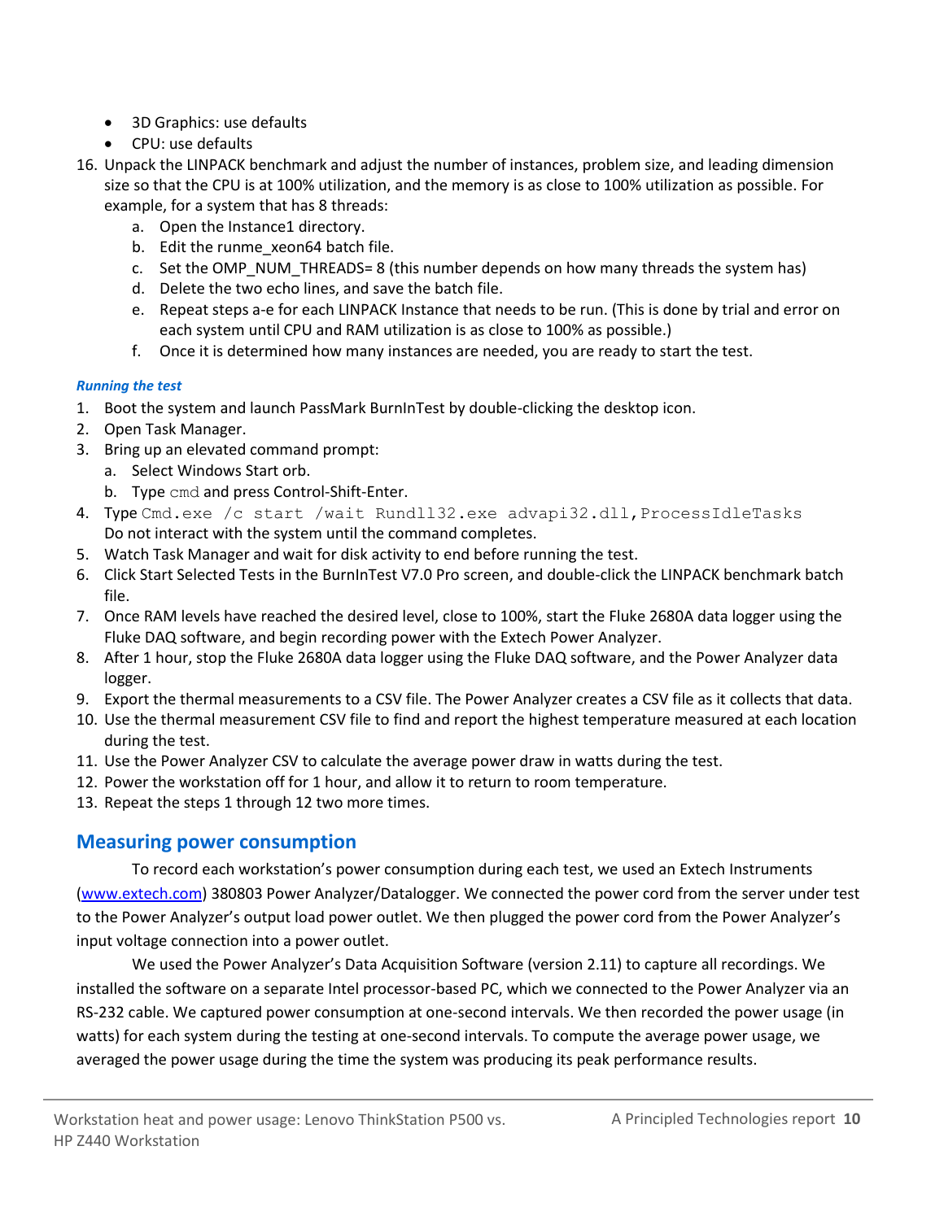- 3D Graphics: use defaults
- CPU: use defaults

16. Unpack the LINPACK benchmark and adjust the number of instances, problem size, and leading dimension size so that the CPU is at 100% utilization, and the memory is as close to 100% utilization as possible. For example, for a system that has 8 threads:
    a. Open the Instance1 directory.
    b. Edit the runme_xeon64 batch file.
    c. Set the OMP_NUM_THREADS= 8 (this number depends on how many threads the system has)
    d. Delete the two echo lines, and save the batch file.
    e. Repeat steps a-e for each LINPACK Instance that needs to be run. (This is done by trial and error on each system until CPU and RAM utilization is as close to 100% as possible.)
    f. Once it is determined how many instances are needed, you are ready to start the test.

***Running the test***

1. Boot the system and launch PassMark BurnInTest by double-clicking the desktop icon.
2. Open Task Manager.
3. Bring up an elevated command prompt:
    a. Select Windows Start orb.
    b. Type `cmd` and press Control-Shift-Enter.
4. Type `Cmd.exe /c start /wait Rundll32.exe advapi32.dll,ProcessIdleTasks`
   Do not interact with the system until the command completes.
5. Watch Task Manager and wait for disk activity to end before running the test.
6. Click Start Selected Tests in the BurnInTest V7.0 Pro screen, and double-click the LINPACK benchmark batch file.
7. Once RAM levels have reached the desired level, close to 100%, start the Fluke 2680A data logger using the Fluke DAQ software, and begin recording power with the Extech Power Analyzer.
8. After 1 hour, stop the Fluke 2680A data logger using the Fluke DAQ software, and the Power Analyzer data logger.
9. Export the thermal measurements to a CSV file. The Power Analyzer creates a CSV file as it collects that data.
10. Use the thermal measurement CSV file to find and report the highest temperature measured at each location during the test.
11. Use the Power Analyzer CSV to calculate the average power draw in watts during the test.
12. Power the workstation off for 1 hour, and allow it to return to room temperature.
13. Repeat the steps 1 through 12 two more times.

## Measuring power consumption

To record each workstation's power consumption during each test, we used an Extech Instruments (www.extech.com) 380803 Power Analyzer/Datalogger. We connected the power cord from the server under test to the Power Analyzer's output load power outlet. We then plugged the power cord from the Power Analyzer's input voltage connection into a power outlet.

We used the Power Analyzer's Data Acquisition Software (version 2.11) to capture all recordings. We installed the software on a separate Intel processor-based PC, which we connected to the Power Analyzer via an RS-232 cable. We captured power consumption at one-second intervals. We then recorded the power usage (in watts) for each system during the testing at one-second intervals. To compute the average power usage, we averaged the power usage during the time the system was producing its peak performance results.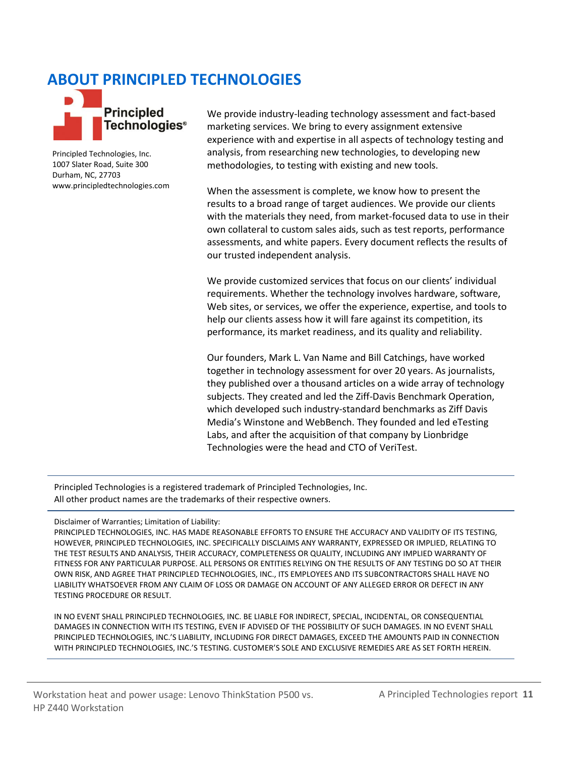# ABOUT PRINCIPLED TECHNOLOGIES

Principled Technologies, Inc.
1007 Slater Road, Suite 300
Durham, NC, 27703
www.principledtechnologies.com

We provide industry-leading technology assessment and fact-based marketing services. We bring to every assignment extensive experience with and expertise in all aspects of technology testing and analysis, from researching new technologies, to developing new methodologies, to testing with existing and new tools.

When the assessment is complete, we know how to present the results to a broad range of target audiences. We provide our clients with the materials they need, from market-focused data to use in their own collateral to custom sales aids, such as test reports, performance assessments, and white papers. Every document reflects the results of our trusted independent analysis.

We provide customized services that focus on our clients' individual requirements. Whether the technology involves hardware, software, Web sites, or services, we offer the experience, expertise, and tools to help our clients assess how it will fare against its competition, its performance, its market readiness, and its quality and reliability.

Our founders, Mark L. Van Name and Bill Catchings, have worked together in technology assessment for over 20 years. As journalists, they published over a thousand articles on a wide array of technology subjects. They created and led the Ziff-Davis Benchmark Operation, which developed such industry-standard benchmarks as Ziff Davis Media's Winstone and WebBench. They founded and led eTesting Labs, and after the acquisition of that company by Lionbridge Technologies were the head and CTO of VeriTest.

Principled Technologies is a registered trademark of Principled Technologies, Inc.
All other product names are the trademarks of their respective owners.

Disclaimer of Warranties; Limitation of Liability:
PRINCIPLED TECHNOLOGIES, INC. HAS MADE REASONABLE EFFORTS TO ENSURE THE ACCURACY AND VALIDITY OF ITS TESTING, HOWEVER, PRINCIPLED TECHNOLOGIES, INC. SPECIFICALLY DISCLAIMS ANY WARRANTY, EXPRESSED OR IMPLIED, RELATING TO THE TEST RESULTS AND ANALYSIS, THEIR ACCURACY, COMPLETENESS OR QUALITY, INCLUDING ANY IMPLIED WARRANTY OF FITNESS FOR ANY PARTICULAR PURPOSE. ALL PERSONS OR ENTITIES RELYING ON THE RESULTS OF ANY TESTING DO SO AT THEIR OWN RISK, AND AGREE THAT PRINCIPLED TECHNOLOGIES, INC., ITS EMPLOYEES AND ITS SUBCONTRACTORS SHALL HAVE NO LIABILITY WHATSOEVER FROM ANY CLAIM OF LOSS OR DAMAGE ON ACCOUNT OF ANY ALLEGED ERROR OR DEFECT IN ANY TESTING PROCEDURE OR RESULT.

IN NO EVENT SHALL PRINCIPLED TECHNOLOGIES, INC. BE LIABLE FOR INDIRECT, SPECIAL, INCIDENTAL, OR CONSEQUENTIAL DAMAGES IN CONNECTION WITH ITS TESTING, EVEN IF ADVISED OF THE POSSIBILITY OF SUCH DAMAGES. IN NO EVENT SHALL PRINCIPLED TECHNOLOGIES, INC.'S LIABILITY, INCLUDING FOR DIRECT DAMAGES, EXCEED THE AMOUNTS PAID IN CONNECTION WITH PRINCIPLED TECHNOLOGIES, INC.'S TESTING. CUSTOMER'S SOLE AND EXCLUSIVE REMEDIES ARE AS SET FORTH HEREIN.